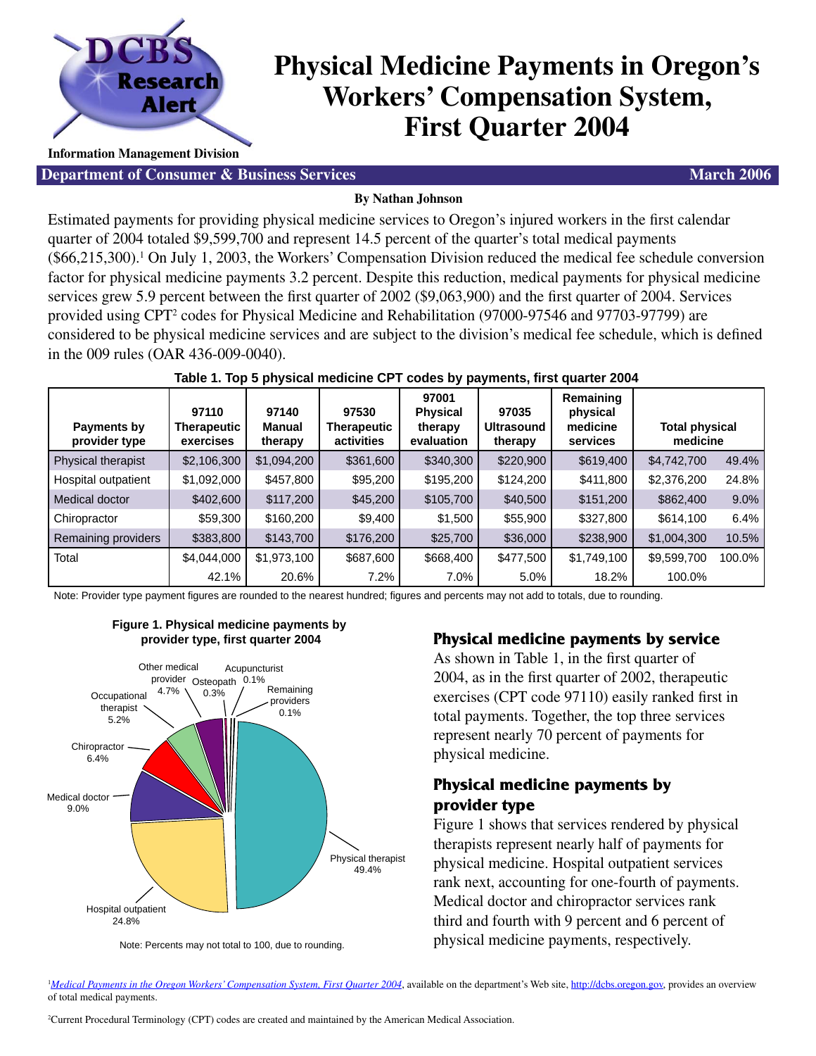DCBS Research Alert

# Physical Medicine Payments in Oregon's Workers' Compensation System, First Quarter 2004

**Information Management Division**

**Department of Consumer & Business Services** — **March 2006**

**By Nathan Johnson**

Estimated payments for providing physical medicine services to Oregon's injured workers in the first calendar quarter of 2004 totaled $9,599,700 and represent 14.5 percent of the quarter's total medical payments ($66,215,300).[1] On July 1, 2003, the Workers' Compensation Division reduced the medical fee schedule conversion factor for physical medicine payments 3.2 percent. Despite this reduction, medical payments for physical medicine services grew 5.9 percent between the first quarter of 2002 ($9,063,900) and the first quarter of 2004. Services provided using CPT[2] codes for Physical Medicine and Rehabilitation (97000-97546 and 97703-97799) are considered to be physical medicine services and are subject to the division's medical fee schedule, which is defined in the 009 rules (OAR 436-009-0040).

**Table 1. Top 5 physical medicine CPT codes by payments, first quarter 2004**

| Payments by provider type | 97110 Therapeutic exercises | 97140 Manual therapy | 97530 Therapeutic activities | 97001 Physical therapy evaluation | 97035 Ultrasound therapy | Remaining physical medicine services | Total physical medicine | |
|---|---|---|---|---|---|---|---|---|
| Physical therapist | $2,106,300 | $1,094,200 | $361,600 | $340,300 | $220,900 | $619,400 | $4,742,700 | 49.4% |
| Hospital outpatient | $1,092,000 | $457,800 | $95,200 | $195,200 | $124,200 | $411,800 | $2,376,200 | 24.8% |
| Medical doctor | $402,600 | $117,200 | $45,200 | $105,700 | $40,500 | $151,200 | $862,400 | 9.0% |
| Chiropractor | $59,300 | $160,200 | $9,400 | $1,500 | $55,900 | $327,800 | $614,100 | 6.4% |
| Remaining providers | $383,800 | $143,700 | $176,200 | $25,700 | $36,000 | $238,900 | $1,004,300 | 10.5% |
| Total | $4,044,000 | $1,973,100 | $687,600 | $668,400 | $477,500 | $1,749,100 | $9,599,700 | 100.0% |
| | 42.1% | 20.6% | 7.2% | 7.0% | 5.0% | 18.2% | 100.0% | |

Note: Provider type payment figures are rounded to the nearest hundred; figures and percents may not add to totals, due to rounding.

**Figure 1. Physical medicine payments by provider type, first quarter 2004**

Other medical provider 4.7%
Osteopath 0.3%
Acupuncturist 0.1%
Remaining providers 0.1%
Occupational therapist 5.2%
Chiropractor 6.4%
Medical doctor 9.0%
Physical therapist 49.4%
Hospital outpatient 24.8%

Note: Percents may not total to 100, due to rounding.

## Physical medicine payments by service

As shown in Table 1, in the first quarter of 2004, as in the first quarter of 2002, therapeutic exercises (CPT code 97110) easily ranked first in total payments. Together, the top three services represent nearly 70 percent of payments for physical medicine.

## Physical medicine payments by provider type

Figure 1 shows that services rendered by physical therapists represent nearly half of payments for physical medicine. Hospital outpatient services rank next, accounting for one-fourth of payments. Medical doctor and chiropractor services rank third and fourth with 9 percent and 6 percent of physical medicine payments, respectively.

[1]*Medical Payments in the Oregon Workers' Compensation System, First Quarter 2004*, available on the department's Web site, http://dcbs.oregon.gov, provides an overview of total medical payments.

[2]Current Procedural Terminology (CPT) codes are created and maintained by the American Medical Association.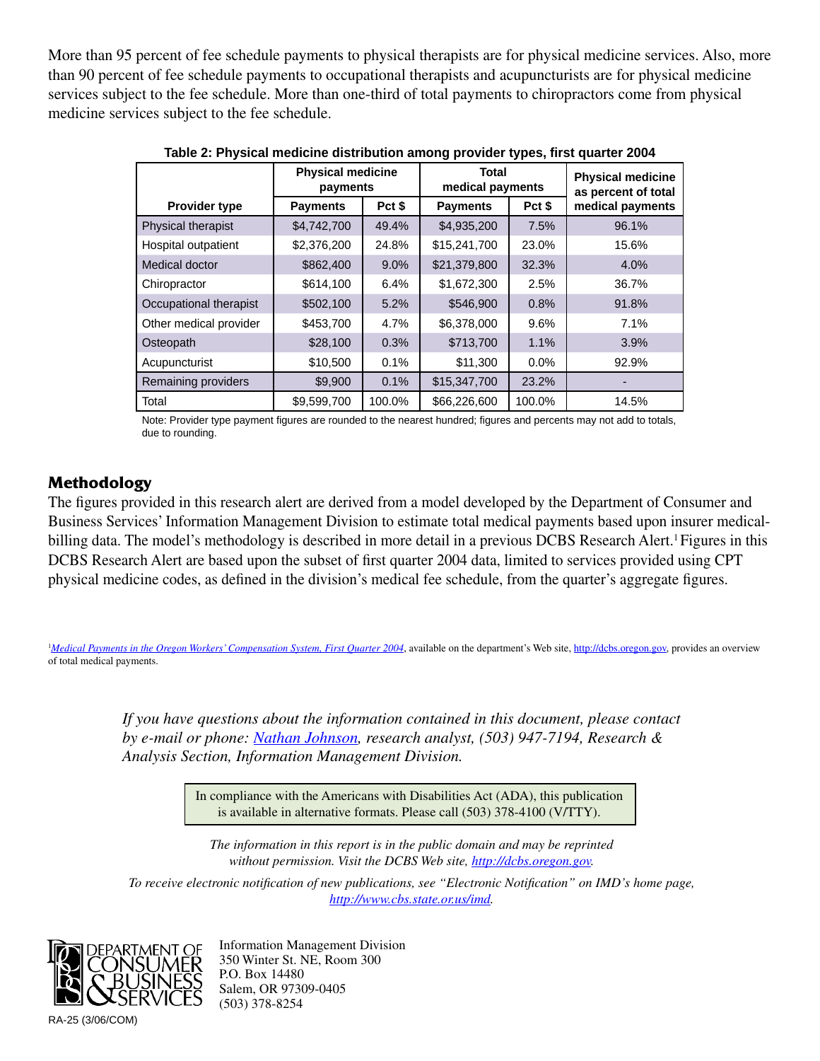More than 95 percent of fee schedule payments to physical therapists are for physical medicine services. Also, more than 90 percent of fee schedule payments to occupational therapists and acupuncturists are for physical medicine services subject to the fee schedule. More than one-third of total payments to chiropractors come from physical medicine services subject to the fee schedule.

**Table 2: Physical medicine distribution among provider types, first quarter 2004**

| | Physical medicine payments | | Total medical payments | | Physical medicine as percent of total medical payments |
|---|---|---|---|---|---|
| Provider type | Payments | Pct $ | Payments | Pct $ | |
| Physical therapist | $4,742,700 | 49.4% | $4,935,200 | 7.5% | 96.1% |
| Hospital outpatient | $2,376,200 | 24.8% | $15,241,700 | 23.0% | 15.6% |
| Medical doctor | $862,400 | 9.0% | $21,379,800 | 32.3% | 4.0% |
| Chiropractor | $614,100 | 6.4% | $1,672,300 | 2.5% | 36.7% |
| Occupational therapist | $502,100 | 5.2% | $546,900 | 0.8% | 91.8% |
| Other medical provider | $453,700 | 4.7% | $6,378,000 | 9.6% | 7.1% |
| Osteopath | $28,100 | 0.3% | $713,700 | 1.1% | 3.9% |
| Acupuncturist | $10,500 | 0.1% | $11,300 | 0.0% | 92.9% |
| Remaining providers | $9,900 | 0.1% | $15,347,700 | 23.2% | - |
| Total | $9,599,700 | 100.0% | $66,226,600 | 100.0% | 14.5% |

Note: Provider type payment figures are rounded to the nearest hundred; figures and percents may not add to totals, due to rounding.

## Methodology

The figures provided in this research alert are derived from a model developed by the Department of Consumer and Business Services' Information Management Division to estimate total medical payments based upon insurer medical-billing data. The model's methodology is described in more detail in a previous DCBS Research Alert.[1] Figures in this DCBS Research Alert are based upon the subset of first quarter 2004 data, limited to services provided using CPT physical medicine codes, as defined in the division's medical fee schedule, from the quarter's aggregate figures.

[1] *Medical Payments in the Oregon Workers' Compensation System, First Quarter 2004*, available on the department's Web site, http://dcbs.oregon.gov, provides an overview of total medical payments.

*If you have questions about the information contained in this document, please contact by e-mail or phone: Nathan Johnson, research analyst, (503) 947-7194, Research & Analysis Section, Information Management Division.*

In compliance with the Americans with Disabilities Act (ADA), this publication is available in alternative formats. Please call (503) 378-4100 (V/TTY).

*The information in this report is in the public domain and may be reprinted without permission. Visit the DCBS Web site, http://dcbs.oregon.gov.*

*To receive electronic notification of new publications, see "Electronic Notification" on IMD's home page, http://www.cbs.state.or.us/imd.*

DEPARTMENT OF CONSUMER & BUSINESS SERVICES

Information Management Division
350 Winter St. NE, Room 300
P.O. Box 14480
Salem, OR 97309-0405
(503) 378-8254

RA-25 (3/06/COM)